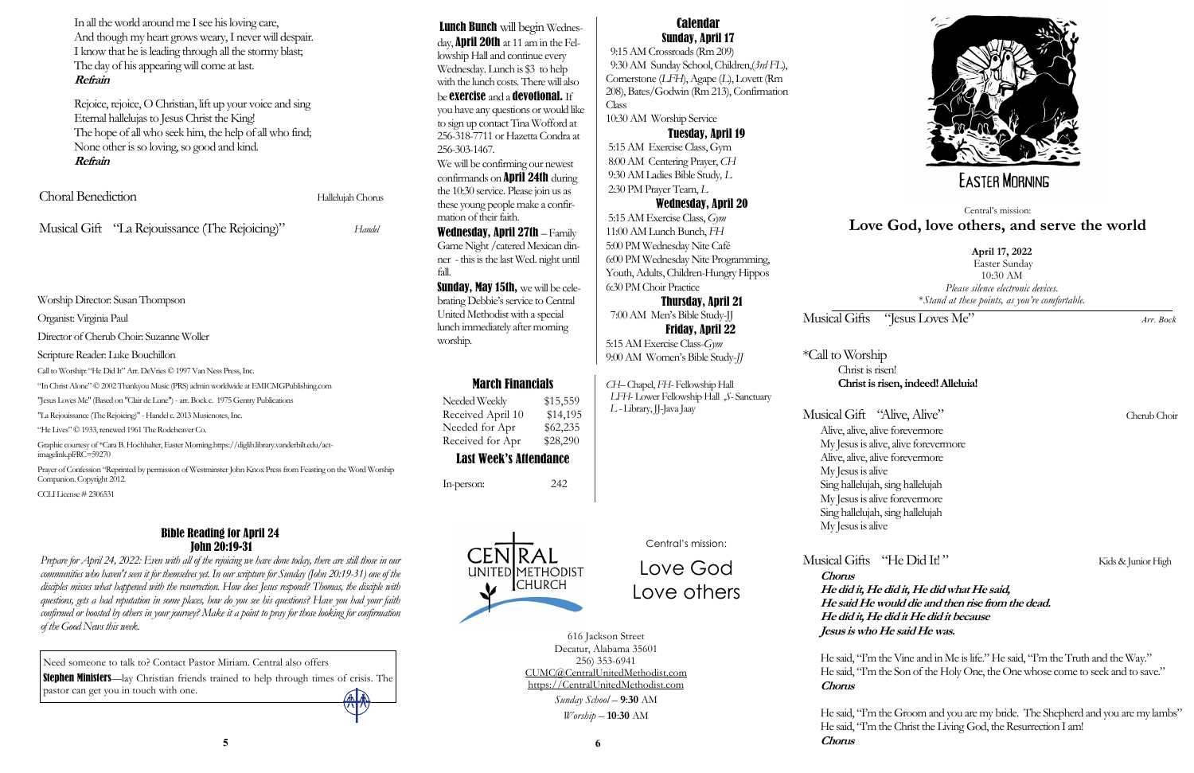In all the world around me I see his loving care,
And though my heart grows weary, I never will despair.
I know that he is leading through all the stormy blast;
The day of his appearing will come at last.
**Refrain**

Rejoice, rejoice, O Christian, lift up your voice and sing
Eternal hallelujas to Jesus Christ the King!
The hope of all who seek him, the help of all who find;
None other is so loving, so good and kind.
**Refrain**

Choral Benediction — Hallelujah Chorus

Musical Gift "La Rejouissance (The Rejoicing)" — *Handel*

Worship Director: Susan Thompson

Organist: Virginia Paul

Director of Cherub Choir: Suzanne Woller

Scripture Reader: Luke Bouchillon

Call to Worship: "He Did It" Arr. DeVries © 1997 Van Ness Press, Inc.

"In Christ Alone" © 2002 Thankyou Music (PRS) admin worldwide at EMICMGPublishing.com

"Jesus Loves Me" (Based on "Clair de Lune") - arr. Bock c. 1975 Gentry Publications

"La Rejouissance (The Rejoicing)" - Handel c. 2013 Musicnotes, Inc.

"He Lives" © 1933, renewed 1961 The Rodeheaver Co.

Graphic courtesy of *Cara B. Hochhalter, Easter Morning.https://diglib.library.vanderbilt.edu/act-imagelink.pl?RC=59270

Prayer of Confession "Reprinted by permission of Westminster John Knox Press from Feasting on the Word Worship Companion. Copyright 2012.

CCLI License # 2306531

## Bible Reading for April 24
## John 20:19-31

*Prepare for April 24, 2022: Even with all of the rejoicing we have done today, there are still those in our communities who haven't seen it for themselves yet. In our scripture for Sunday (John 20:19-31) one of the disciples misses what happened with the resurrection. How does Jesus respond? Thomas, the disciple with questions, gets a bad reputation in some places, how do you see his questions? Have you had your faith confirmed or boosted by others in your journey? Make it a point to pray for those looking for confirmation of the Good News this week.*

Need someone to talk to? Contact Pastor Miriam. Central also offers **Stephen Ministers**—lay Christian friends trained to help through times of crisis. The pastor can get you in touch with one.

**Lunch Bunch** will begin Wednesday, **April 20th** at 11 am in the Fellowship Hall and continue every Wednesday. Lunch is $3 to help with the lunch costs. There will also be **exercise** and a **devotional.** If you have any questions or would like to sign up contact Tina Wofford at 256-318-7711 or Hazetta Condra at 256-303-1467.

We will be confirming our newest confirmands on **April 24th** during the 10:30 service. Please join us as these young people make a confirmation of their faith.

**Wednesday, April 27th** – Family Game Night /catered Mexican dinner - this is the last Wed. night until fall.

**Sunday, May 15th,** we will be celebrating Debbie's service to Central United Methodist with a special lunch immediately after morning worship.

## March Financials

| | |
|---|---|
| Needed Weekly | $15,559 |
| Received April 10 | $14,195 |
| Needed for Apr | $62,235 |
| Received for Apr | $28,290 |

## Last Week's Attendance

| | |
|---|---|
| In-person: | 242 |

## Calendar

### Sunday, April 17
9:15 AM Crossroads (Rm 209)
9:30 AM Sunday School, Children,(*3rd FL*), Cornerstone (*LFH*), Agape (*L*), Lovett (Rm 208), Bates/Godwin (Rm 213), Confirmation Class
10:30 AM Worship Service

### Tuesday, April 19
5:15 AM Exercise Class, Gym
8:00 AM Centering Prayer, *CH*
9:30 AM Ladies Bible Study, *L*
2:30 PM Prayer Team, *L*

### Wednesday, April 20
5:15 AM Exercise Class, *Gym*
11:00 AM Lunch Bunch, *FH*
5:00 PM Wednesday Nite Café
6:00 PM Wednesday Nite Programming, Youth, Adults, Children-Hungry Hippos
6:30 PM Choir Practice

### Thursday, April 21
7:00 AM Men's Bible Study-JJ

### Friday, April 22
5:15 AM Exercise Class-*Gym*
9:00 AM Women's Bible Study-*JJ*

*CH*– Chapel, *FH*- Fellowship Hall
*LFH*- Lower Fellowship Hall , *S*- Sanctuary
*L* - Library, JJ-Java Jaay

CENTRAL UNITED METHODIST CHURCH

Central's mission:
Love God
Love others

616 Jackson Street
Decatur, Alabama 35601
256) 353-6941
CUMC@CentralUnitedMethodist.com
https://CentralUnitedMethodist.com
*Sunday School* – **9:30** AM
*Worship* – **10:30** AM

EASTER MORNING

Central's mission:
## Love God, love others, and serve the world

**April 17, 2022**
Easter Sunday
10:30 AM
*Please silence electronic devices.*
*\*Stand at these points, as you're comfortable.*

Musical Gifts "Jesus Loves Me" — *Arr. Bock*

*Call to Worship
Christ is risen!
**Christ is risen, indeed! Alleluia!**

Musical Gift "Alive, Alive" — Cherub Choir
Alive, alive, alive forevermore
My Jesus is alive, alive forevermore
Alive, alive, alive forevermore
My Jesus is alive
Sing hallelujah, sing hallelujah
My Jesus is alive forevermore
Sing hallelujah, sing hallelujah
My Jesus is alive

Musical Gifts "He Did It! " — Kids & Junior High
***Chorus***
***He did it, He did it, He did what He said,***
***He said He would die and then rise from the dead.***
***He did it, He did it He did it because***
***Jesus is who He said He was.***

He said, "I'm the Vine and in Me is life." He said, "I'm the Truth and the Way."
He said, "I'm the Son of the Holy One, the One whose come to seek and to save."
***Chorus***

He said, "I'm the Groom and you are my bride. The Shepherd and you are my lambs"
He said, "I'm the Christ the Living God, the Resurrection I am!
***Chorus***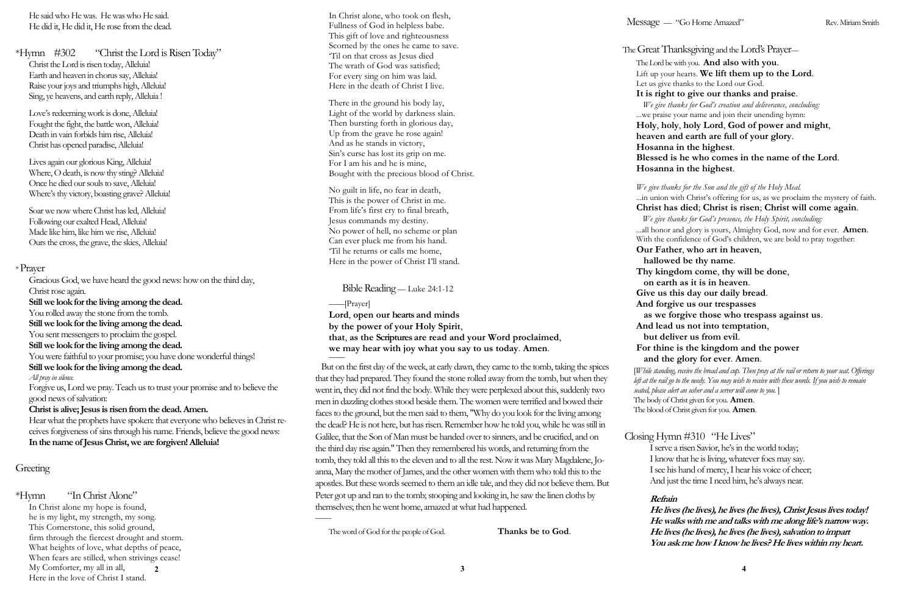He said who He was. He was who He said.
He did it, He did it, He rose from the dead.

## *Hymn #302 "Christ the Lord is Risen Today"

Christ the Lord is risen today, Alleluia!
Earth and heaven in chorus say, Alleluia!
Raise your joys and triumphs high, Alleluia!
Sing, ye heavens, and earth reply, Alleluia !

Love's redeeming work is done, Alleluia!
Fought the fight, the battle won, Alleluia!
Death in vain forbids him rise, Alleluia!
Christ has opened paradise, Alleluia!

Lives again our glorious King, Alleluia!
Where, O death, is now thy sting? Alleluia!
Once he died our souls to save, Alleluia!
Where's thy victory, boasting grave? Alleluia!

Soar we now where Christ has led, Alleluia!
Following our exalted Head, Alleluia!
Made like him, like him we rise, Alleluia!
Ours the cross, the grave, the skies, Alleluia!

## *Prayer

Gracious God, we have heard the good news: how on the third day, Christ rose again.
**Still we look for the living among the dead.**
You rolled away the stone from the tomb.
**Still we look for the living among the dead.**
You sent messengers to proclaim the gospel.
**Still we look for the living among the dead.**
You were faithful to your promise; you have done wonderful things!
**Still we look for the living among the dead.**
*All pray in silence.*
Forgive us, Lord we pray. Teach us to trust your promise and to believe the good news of salvation:
**Christ is alive; Jesus is risen from the dead. Amen.**
Hear what the prophets have spoken: that everyone who believes in Christ receives forgiveness of sins through his name. Friends, believe the good news:
**In the name of Jesus Christ, we are forgiven! Alleluia!**

## Greeting

## *Hymn "In Christ Alone"

In Christ alone my hope is found,
he is my light, my strength, my song.
This Cornerstone, this solid ground,
firm through the fiercest drought and storm.
What heights of love, what depths of peace,
When fears are stilled, when strivings cease!
My Comforter, my all in all,
Here in the love of Christ I stand.

In Christ alone, who took on flesh,
Fullness of God in helpless babe.
This gift of love and righteousness
Scorned by the ones he came to save.
'Til on that cross as Jesus died
The wrath of God was satisfied;
For every sing on him was laid.
Here in the death of Christ I live.

There in the ground his body lay,
Light of the world by darkness slain.
Then bursting forth in glorious day,
Up from the grave he rose again!
And as he stands in victory,
Sin's curse has lost its grip on me.
For I am his and he is mine,
Bought with the precious blood of Christ.

No guilt in life, no fear in death,
This is the power of Christ in me.
From life's first cry to final breath,
Jesus commands my destiny.
No power of hell, no scheme or plan
Can ever pluck me from his hand.
'Til he returns or calls me home,
Here in the power of Christ I'll stand.

## Bible Reading — Luke 24:1-12

——[Prayer]

**Lord, open our hearts and minds**
**by the power of your Holy Spirit,**
**that, as the Scriptures are read and your Word proclaimed,**
**we may hear with joy what you say to us today. Amen.**

——

But on the first day of the week, at early dawn, they came to the tomb, taking the spices that they had prepared. They found the stone rolled away from the tomb, but when they went in, they did not find the body. While they were perplexed about this, suddenly two men in dazzling clothes stood beside them. The women were terrified and bowed their faces to the ground, but the men said to them, "Why do you look for the living among the dead? He is not here, but has risen. Remember how he told you, while he was still in Galilee, that the Son of Man must be handed over to sinners, and be crucified, and on the third day rise again." Then they remembered his words, and returning from the tomb, they told all this to the eleven and to all the rest. Now it was Mary Magdalene, Joanna, Mary the mother of James, and the other women with them who told this to the apostles. But these words seemed to them an idle tale, and they did not believe them. But Peter got up and ran to the tomb; stooping and looking in, he saw the linen cloths by themselves; then he went home, amazed at what had happened.

——

The word of God for the people of God. **Thanks be to God.**

## Message — "Go Home Amazed" Rev. Miriam Smith

## The Great Thanksgiving and the Lord's Prayer—

The Lord be with you. **And also with you.**
Lift up your hearts. **We lift them up to the Lord.**
Let us give thanks to the Lord our God.
**It is right to give our thanks and praise.**
*We give thanks for God's creation and deliverance, concluding:*
...we praise your name and join their unending hymn:
**Holy, holy, holy Lord, God of power and might,**
**heaven and earth are full of your glory.**
**Hosanna in the highest.**
**Blessed is he who comes in the name of the Lord.**
**Hosanna in the highest.**

*We give thanks for the Son and the gift of the Holy Meal.*
...in union with Christ's offering for us, as we proclaim the mystery of faith.
**Christ has died; Christ is risen; Christ will come again.**
*We give thanks for God's presence, the Holy Spirit, concluding:*
...all honor and glory is yours, Almighty God, now and for ever. **Amen.**
With the confidence of God's children, we are bold to pray together:
**Our Father, who art in heaven,**
**hallowed be thy name.**
**Thy kingdom come, thy will be done,**
**on earth as it is in heaven.**
**Give us this day our daily bread.**
**And forgive us our trespasses**
**as we forgive those who trespass against us.**
**And lead us not into temptation,**
**but deliver us from evil.**
**For thine is the kingdom and the power**
**and the glory for ever. Amen.**

[*While standing, receive the bread and cup. Then pray at the rail or return to your seat. Offerings left at the rail go to the needy. You may wish to receive with these words. If you wish to remain seated, please alert an usher and a server will come to you.*]
The body of Christ given for you. **Amen.**
The blood of Christ given for you. **Amen.**

## Closing Hymn #310 "He Lives"

I serve a risen Savior, he's in the world today;
I know that he is living, whatever foes may say.
I see his hand of mercy, I hear his voice of cheer;
And just the time I need him, he's always near.

***Refrain***
***He lives (he lives), he lives (he lives), Christ Jesus lives today!***
***He walks with me and talks with me along life's narrow way.***
***He lives (he lives), he lives (he lives), salvation to impart***
***You ask me how I know he lives? He lives within my heart.***